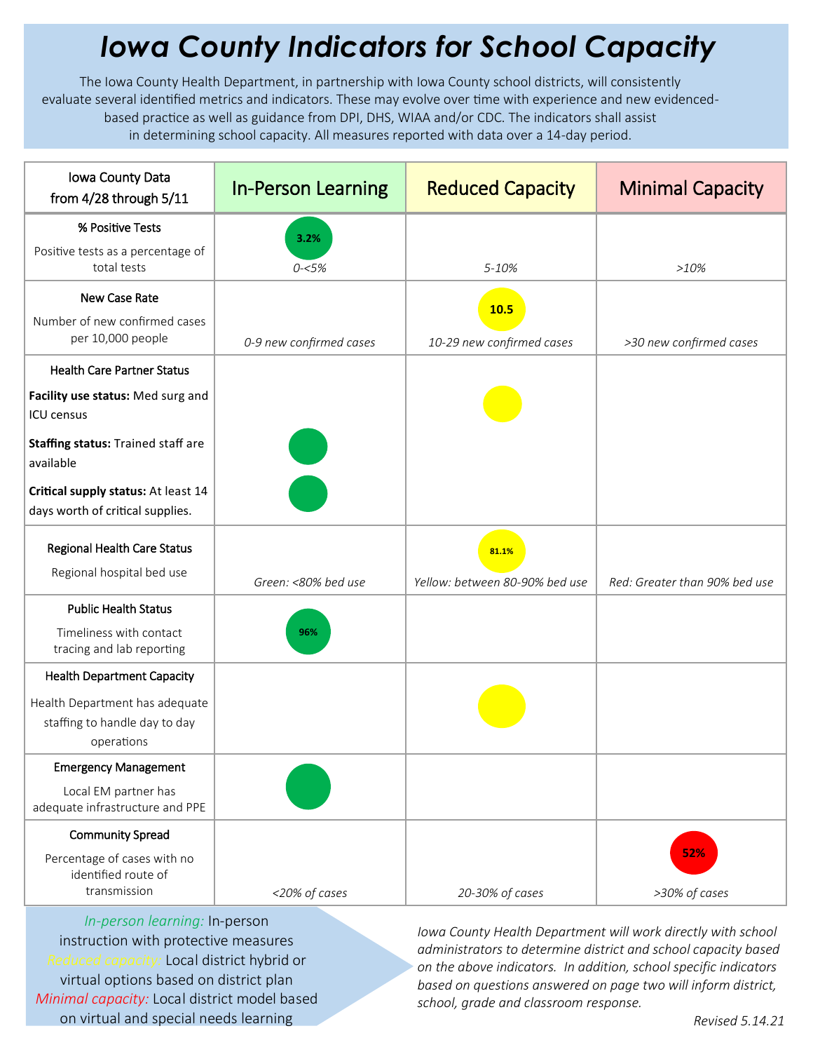# Iowa County Indicators for School Capacity

The Iowa County Health Department, in partnership with Iowa County school districts, will consistently evaluate several identified metrics and indicators. These may evolve over time with experience and new evidenced-based practice as well as guidance from DPI, DHS, WIAA and/or CDC. The indicators shall assist in determining school capacity. All measures reported with data over a 14-day period.

| Iowa County Data from 4/28 through 5/11 | In-Person Learning | Reduced Capacity | Minimal Capacity |
|---|---|---|---|
| **% Positive Tests** Positive tests as a percentage of total tests | 3.2% *0-<5%* | *5-10%* | *>10%* |
| **New Case Rate** Number of new confirmed cases per 10,000 people | *0-9 new confirmed cases* | 10.5 *10-29 new confirmed cases* | *>30 new confirmed cases* |
| **Health Care Partner Status** | | | |
| **Facility use status:** Med surg and ICU census | | ● | |
| **Staffing status:** Trained staff are available | ● | | |
| **Critical supply status:** At least 14 days worth of critical supplies. | ● | | |
| **Regional Health Care Status** Regional hospital bed use | *Green: <80% bed use* | 81.1% *Yellow: between 80-90% bed use* | *Red: Greater than 90% bed use* |
| **Public Health Status** Timeliness with contact tracing and lab reporting | 96% | | |
| **Health Department Capacity** Health Department has adequate staffing to handle day to day operations | | ● | |
| **Emergency Management** Local EM partner has adequate infrastructure and PPE | ● | | |
| **Community Spread** Percentage of cases with no identified route of transmission | *<20% of cases* | *20-30% of cases* | 52% *>30% of cases* |

*In-person learning:* In-person instruction with protective measures
*Reduced capacity:* Local district hybrid or virtual options based on district plan
*Minimal capacity:* Local district model based on virtual and special needs learning

*Iowa County Health Department will work directly with school administrators to determine district and school capacity based on the above indicators. In addition, school specific indicators based on questions answered on page two will inform district, school, grade and classroom response.*

*Revised 5.14.21*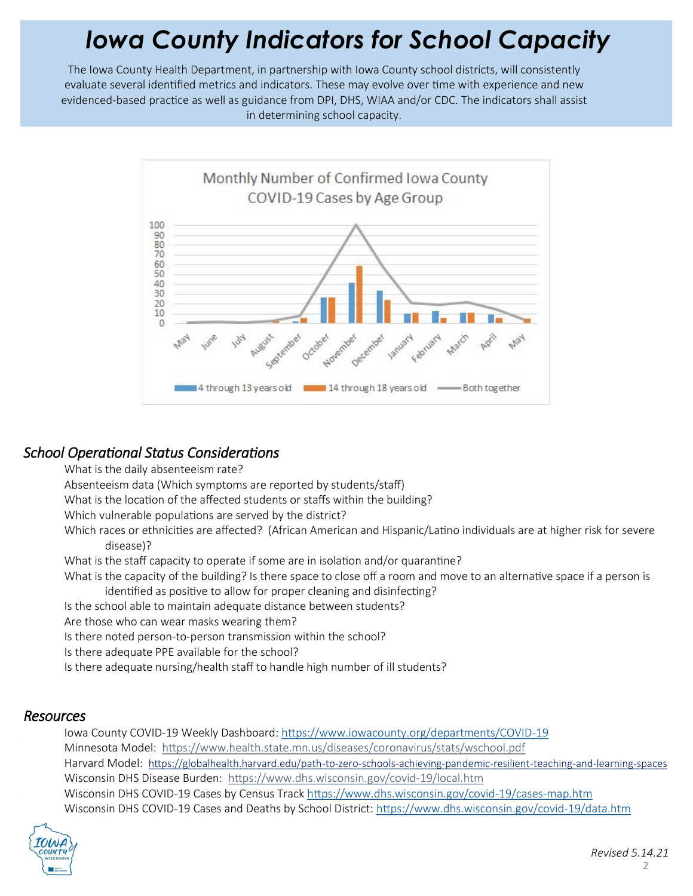# *Iowa County Indicators for School Capacity*

The Iowa County Health Department, in partnership with Iowa County school districts, will consistently evaluate several identified metrics and indicators. These may evolve over time with experience and new evidenced-based practice as well as guidance from DPI, DHS, WIAA and/or CDC. The indicators shall assist in determining school capacity.

Monthly Number of Confirmed Iowa County COVID-19 Cases by Age Group

100
90
80
70
60
50
40
30
20
10
0

May
June
July
August
September
October
November
December
January
February
March
April
May

4 through 13 years old
14 through 18 years old
Both together

## *School Operational Status Considerations*

What is the daily absenteeism rate?
Absenteeism data (Which symptoms are reported by students/staff)
What is the location of the affected students or staffs within the building?
Which vulnerable populations are served by the district?
Which races or ethnicities are affected? (African American and Hispanic/Latino individuals are at higher risk for severe disease)?
What is the staff capacity to operate if some are in isolation and/or quarantine?
What is the capacity of the building? Is there space to close off a room and move to an alternative space if a person is identified as positive to allow for proper cleaning and disinfecting?
Is the school able to maintain adequate distance between students?
Are those who can wear masks wearing them?
Is there noted person-to-person transmission within the school?
Is there adequate PPE available for the school?
Is there adequate nursing/health staff to handle high number of ill students?

## *Resources*

Iowa County COVID-19 Weekly Dashboard: https://www.iowacounty.org/departments/COVID-19
Minnesota Model: https://www.health.state.mn.us/diseases/coronavirus/stats/wschool.pdf
Harvard Model: https://globalhealth.harvard.edu/path-to-zero-schools-achieving-pandemic-resilient-teaching-and-learning-spaces
Wisconsin DHS Disease Burden: https://www.dhs.wisconsin.gov/covid-19/local.htm
Wisconsin DHS COVID-19 Cases by Census Track https://www.dhs.wisconsin.gov/covid-19/cases-map.htm
Wisconsin DHS COVID-19 Cases and Deaths by School District: https://www.dhs.wisconsin.gov/covid-19/data.htm

*Revised 5.14.21*